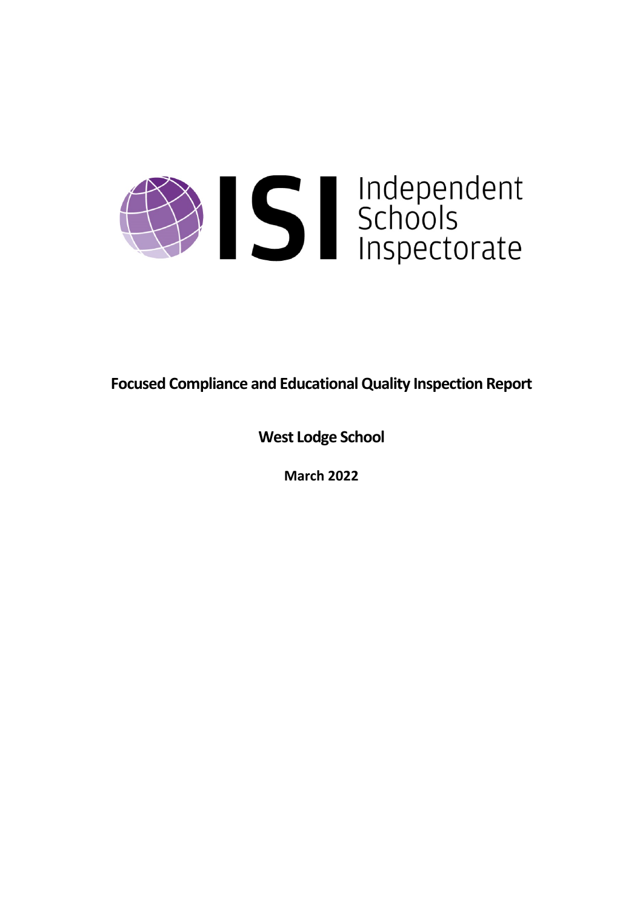ISI Independent Schools Inspectorate

# Focused Compliance and Educational Quality Inspection Report

## West Lodge School

### March 2022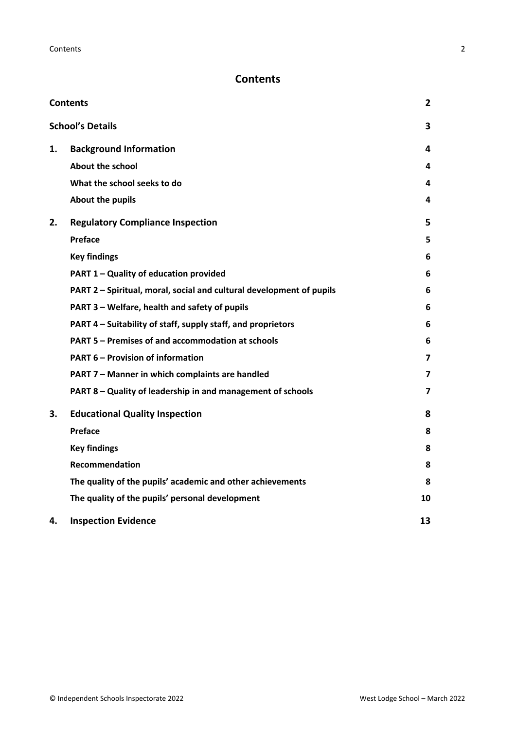# Contents

| | | |
|---|---|---|
| **Contents** | | **2** |
| **School's Details** | | **3** |
| **1.** | **Background Information** | **4** |
| | **About the school** | **4** |
| | **What the school seeks to do** | **4** |
| | **About the pupils** | **4** |
| **2.** | **Regulatory Compliance Inspection** | **5** |
| | **Preface** | **5** |
| | **Key findings** | **6** |
| | **PART 1 – Quality of education provided** | **6** |
| | **PART 2 – Spiritual, moral, social and cultural development of pupils** | **6** |
| | **PART 3 – Welfare, health and safety of pupils** | **6** |
| | **PART 4 – Suitability of staff, supply staff, and proprietors** | **6** |
| | **PART 5 – Premises of and accommodation at schools** | **6** |
| | **PART 6 – Provision of information** | **7** |
| | **PART 7 – Manner in which complaints are handled** | **7** |
| | **PART 8 – Quality of leadership in and management of schools** | **7** |
| **3.** | **Educational Quality Inspection** | **8** |
| | **Preface** | **8** |
| | **Key findings** | **8** |
| | **Recommendation** | **8** |
| | **The quality of the pupils' academic and other achievements** | **8** |
| | **The quality of the pupils' personal development** | **10** |
| **4.** | **Inspection Evidence** | **13** |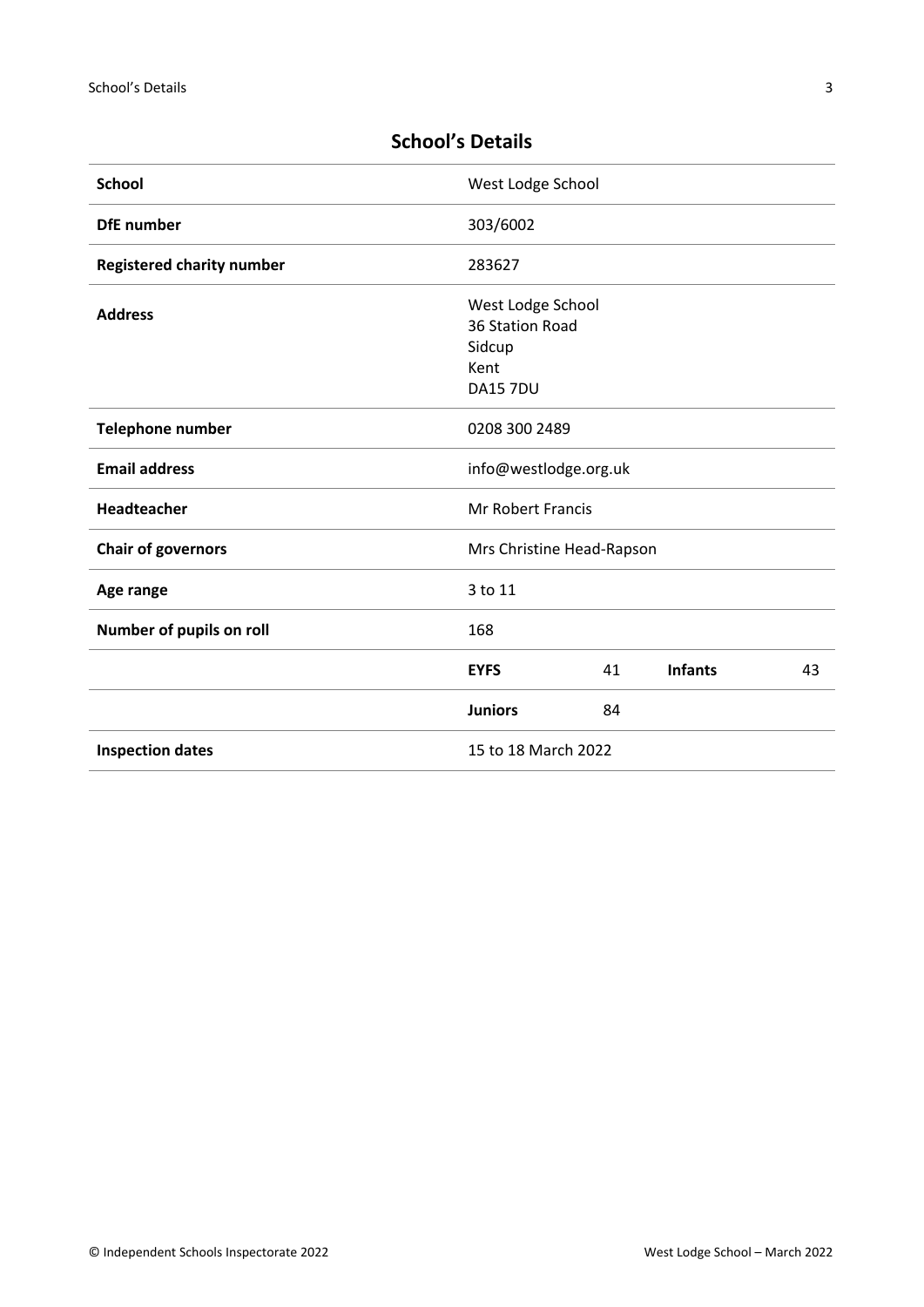## School's Details

| | | | | |
|---|---|---|---|---|
| **School** | West Lodge School | | | |
| **DfE number** | 303/6002 | | | |
| **Registered charity number** | 283627 | | | |
| **Address** | West Lodge School<br>36 Station Road<br>Sidcup<br>Kent<br>DA15 7DU | | | |
| **Telephone number** | 0208 300 2489 | | | |
| **Email address** | info@westlodge.org.uk | | | |
| **Headteacher** | Mr Robert Francis | | | |
| **Chair of governors** | Mrs Christine Head-Rapson | | | |
| **Age range** | 3 to 11 | | | |
| **Number of pupils on roll** | 168 | | | |
| | **EYFS** | 41 | **Infants** | 43 |
| | **Juniors** | 84 | | |
| **Inspection dates** | 15 to 18 March 2022 | | | |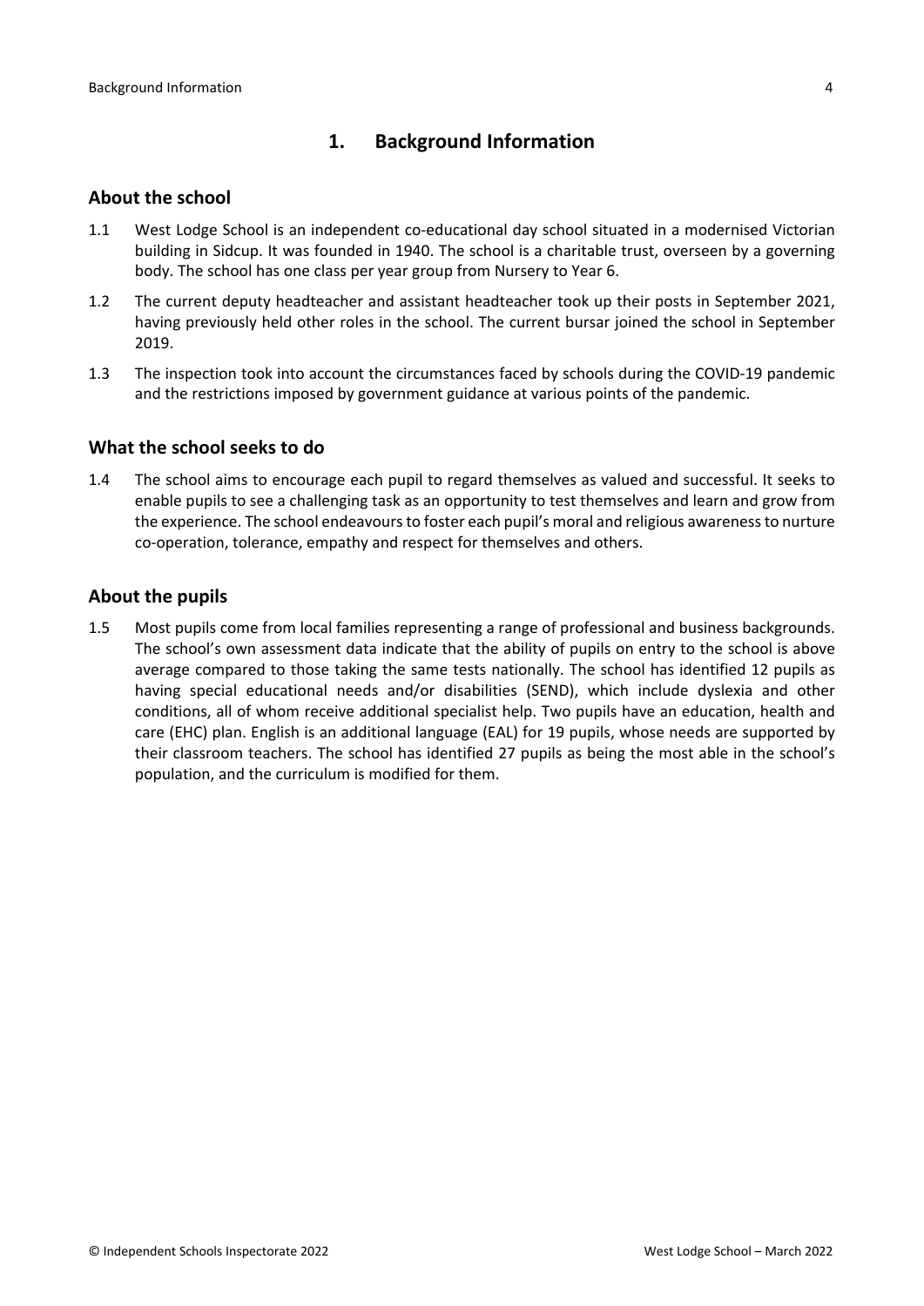## 1. Background Information

### About the school

1.1 West Lodge School is an independent co-educational day school situated in a modernised Victorian building in Sidcup. It was founded in 1940. The school is a charitable trust, overseen by a governing body. The school has one class per year group from Nursery to Year 6.

1.2 The current deputy headteacher and assistant headteacher took up their posts in September 2021, having previously held other roles in the school. The current bursar joined the school in September 2019.

1.3 The inspection took into account the circumstances faced by schools during the COVID-19 pandemic and the restrictions imposed by government guidance at various points of the pandemic.

### What the school seeks to do

1.4 The school aims to encourage each pupil to regard themselves as valued and successful. It seeks to enable pupils to see a challenging task as an opportunity to test themselves and learn and grow from the experience. The school endeavours to foster each pupil's moral and religious awareness to nurture co-operation, tolerance, empathy and respect for themselves and others.

### About the pupils

1.5 Most pupils come from local families representing a range of professional and business backgrounds. The school's own assessment data indicate that the ability of pupils on entry to the school is above average compared to those taking the same tests nationally. The school has identified 12 pupils as having special educational needs and/or disabilities (SEND), which include dyslexia and other conditions, all of whom receive additional specialist help. Two pupils have an education, health and care (EHC) plan. English is an additional language (EAL) for 19 pupils, whose needs are supported by their classroom teachers. The school has identified 27 pupils as being the most able in the school's population, and the curriculum is modified for them.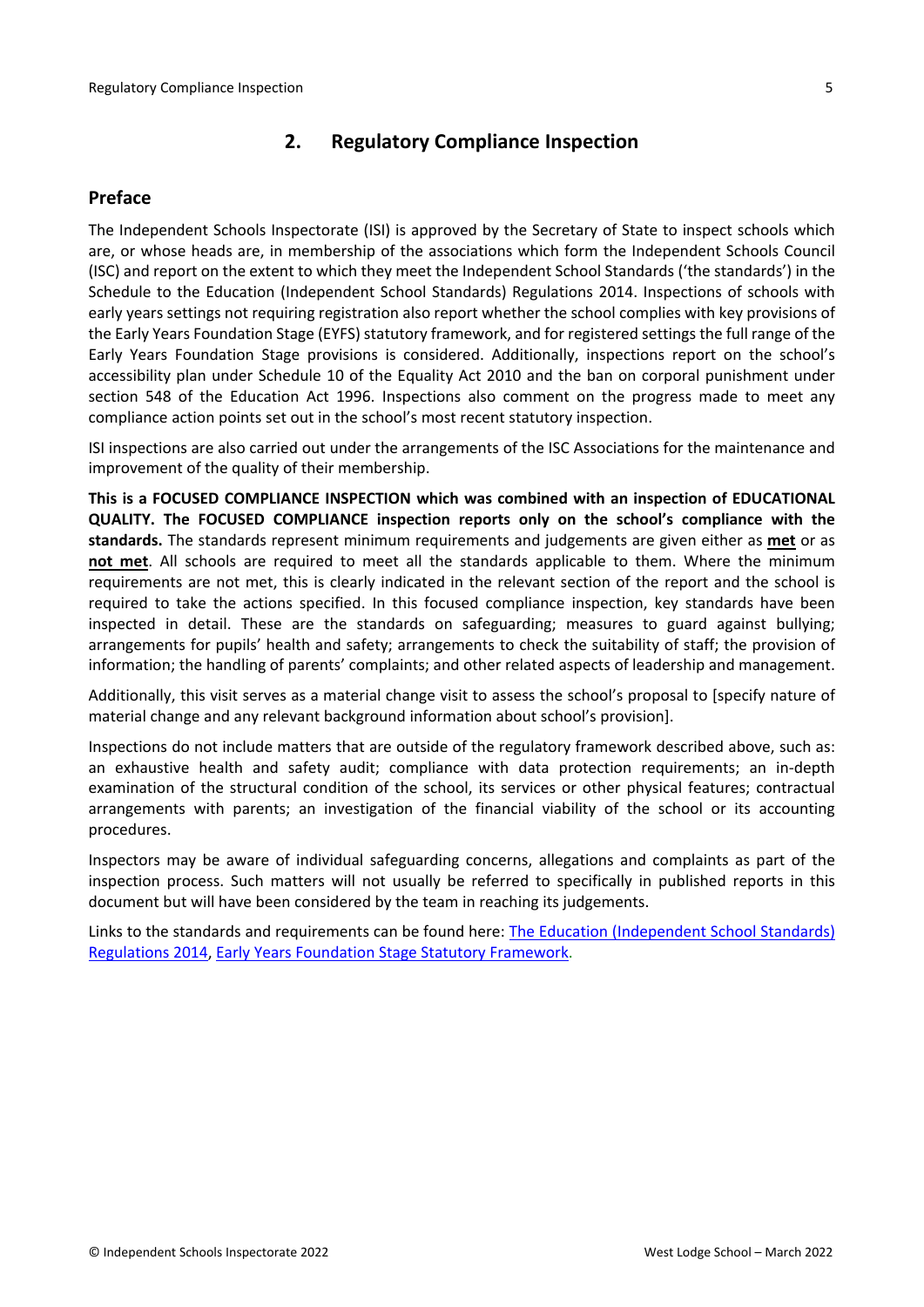## 2. Regulatory Compliance Inspection

### Preface

The Independent Schools Inspectorate (ISI) is approved by the Secretary of State to inspect schools which are, or whose heads are, in membership of the associations which form the Independent Schools Council (ISC) and report on the extent to which they meet the Independent School Standards ('the standards') in the Schedule to the Education (Independent School Standards) Regulations 2014. Inspections of schools with early years settings not requiring registration also report whether the school complies with key provisions of the Early Years Foundation Stage (EYFS) statutory framework, and for registered settings the full range of the Early Years Foundation Stage provisions is considered. Additionally, inspections report on the school's accessibility plan under Schedule 10 of the Equality Act 2010 and the ban on corporal punishment under section 548 of the Education Act 1996. Inspections also comment on the progress made to meet any compliance action points set out in the school's most recent statutory inspection.

ISI inspections are also carried out under the arrangements of the ISC Associations for the maintenance and improvement of the quality of their membership.

**This is a FOCUSED COMPLIANCE INSPECTION which was combined with an inspection of EDUCATIONAL QUALITY. The FOCUSED COMPLIANCE inspection reports only on the school's compliance with the standards.** The standards represent minimum requirements and judgements are given either as **met** or as **not met**. All schools are required to meet all the standards applicable to them. Where the minimum requirements are not met, this is clearly indicated in the relevant section of the report and the school is required to take the actions specified. In this focused compliance inspection, key standards have been inspected in detail. These are the standards on safeguarding; measures to guard against bullying; arrangements for pupils' health and safety; arrangements to check the suitability of staff; the provision of information; the handling of parents' complaints; and other related aspects of leadership and management.

Additionally, this visit serves as a material change visit to assess the school's proposal to [specify nature of material change and any relevant background information about school's provision].

Inspections do not include matters that are outside of the regulatory framework described above, such as: an exhaustive health and safety audit; compliance with data protection requirements; an in-depth examination of the structural condition of the school, its services or other physical features; contractual arrangements with parents; an investigation of the financial viability of the school or its accounting procedures.

Inspectors may be aware of individual safeguarding concerns, allegations and complaints as part of the inspection process. Such matters will not usually be referred to specifically in published reports in this document but will have been considered by the team in reaching its judgements.

Links to the standards and requirements can be found here: The Education (Independent School Standards) Regulations 2014, Early Years Foundation Stage Statutory Framework.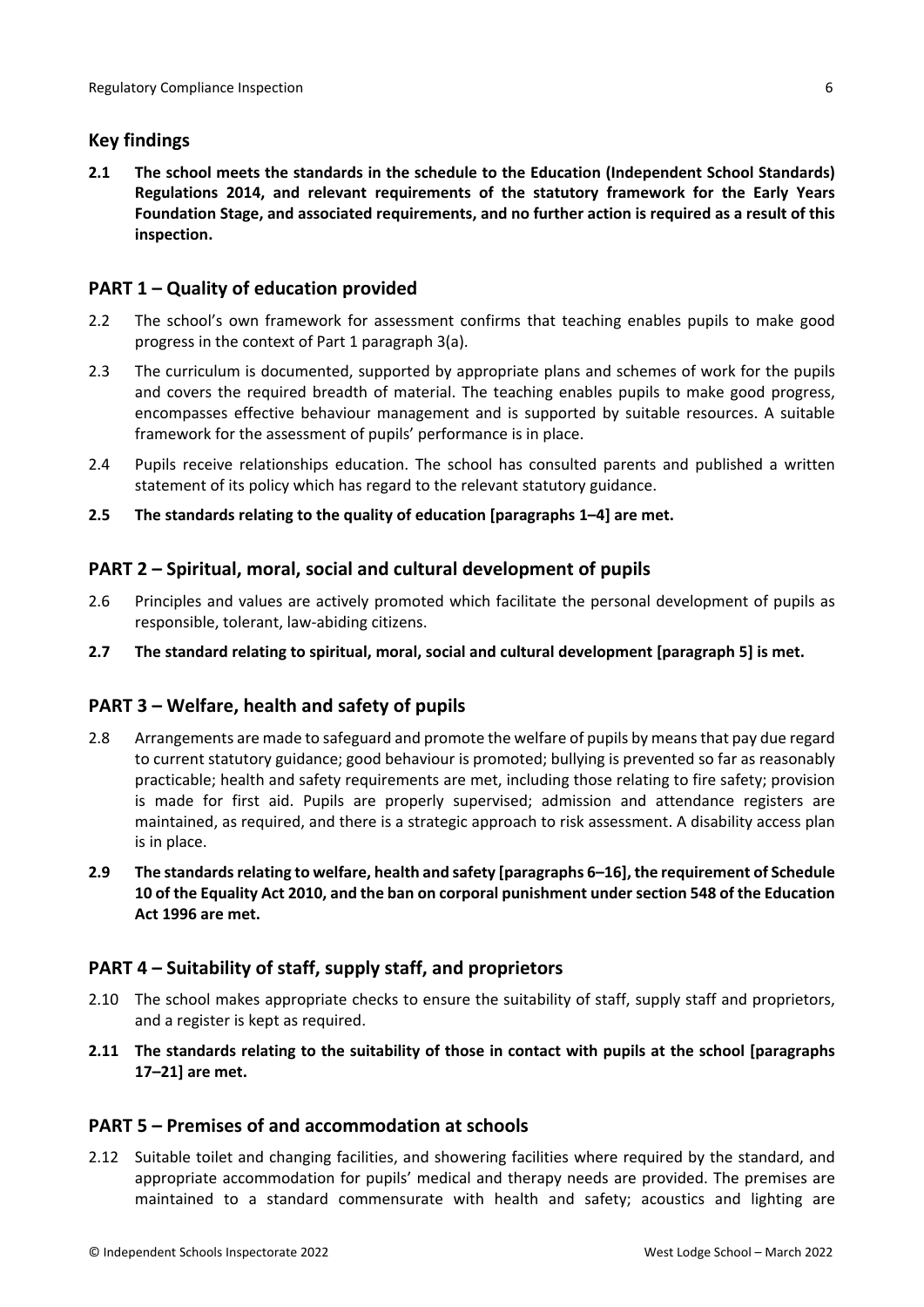## Key findings

**2.1 The school meets the standards in the schedule to the Education (Independent School Standards) Regulations 2014, and relevant requirements of the statutory framework for the Early Years Foundation Stage, and associated requirements, and no further action is required as a result of this inspection.**

## PART 1 – Quality of education provided

2.2 The school's own framework for assessment confirms that teaching enables pupils to make good progress in the context of Part 1 paragraph 3(a).

2.3 The curriculum is documented, supported by appropriate plans and schemes of work for the pupils and covers the required breadth of material. The teaching enables pupils to make good progress, encompasses effective behaviour management and is supported by suitable resources. A suitable framework for the assessment of pupils' performance is in place.

2.4 Pupils receive relationships education. The school has consulted parents and published a written statement of its policy which has regard to the relevant statutory guidance.

**2.5 The standards relating to the quality of education [paragraphs 1–4] are met.**

## PART 2 – Spiritual, moral, social and cultural development of pupils

2.6 Principles and values are actively promoted which facilitate the personal development of pupils as responsible, tolerant, law-abiding citizens.

**2.7 The standard relating to spiritual, moral, social and cultural development [paragraph 5] is met.**

## PART 3 – Welfare, health and safety of pupils

2.8 Arrangements are made to safeguard and promote the welfare of pupils by means that pay due regard to current statutory guidance; good behaviour is promoted; bullying is prevented so far as reasonably practicable; health and safety requirements are met, including those relating to fire safety; provision is made for first aid. Pupils are properly supervised; admission and attendance registers are maintained, as required, and there is a strategic approach to risk assessment. A disability access plan is in place.

**2.9 The standards relating to welfare, health and safety [paragraphs 6–16], the requirement of Schedule 10 of the Equality Act 2010, and the ban on corporal punishment under section 548 of the Education Act 1996 are met.**

## PART 4 – Suitability of staff, supply staff, and proprietors

2.10 The school makes appropriate checks to ensure the suitability of staff, supply staff and proprietors, and a register is kept as required.

**2.11 The standards relating to the suitability of those in contact with pupils at the school [paragraphs 17–21] are met.**

## PART 5 – Premises of and accommodation at schools

2.12 Suitable toilet and changing facilities, and showering facilities where required by the standard, and appropriate accommodation for pupils' medical and therapy needs are provided. The premises are maintained to a standard commensurate with health and safety; acoustics and lighting are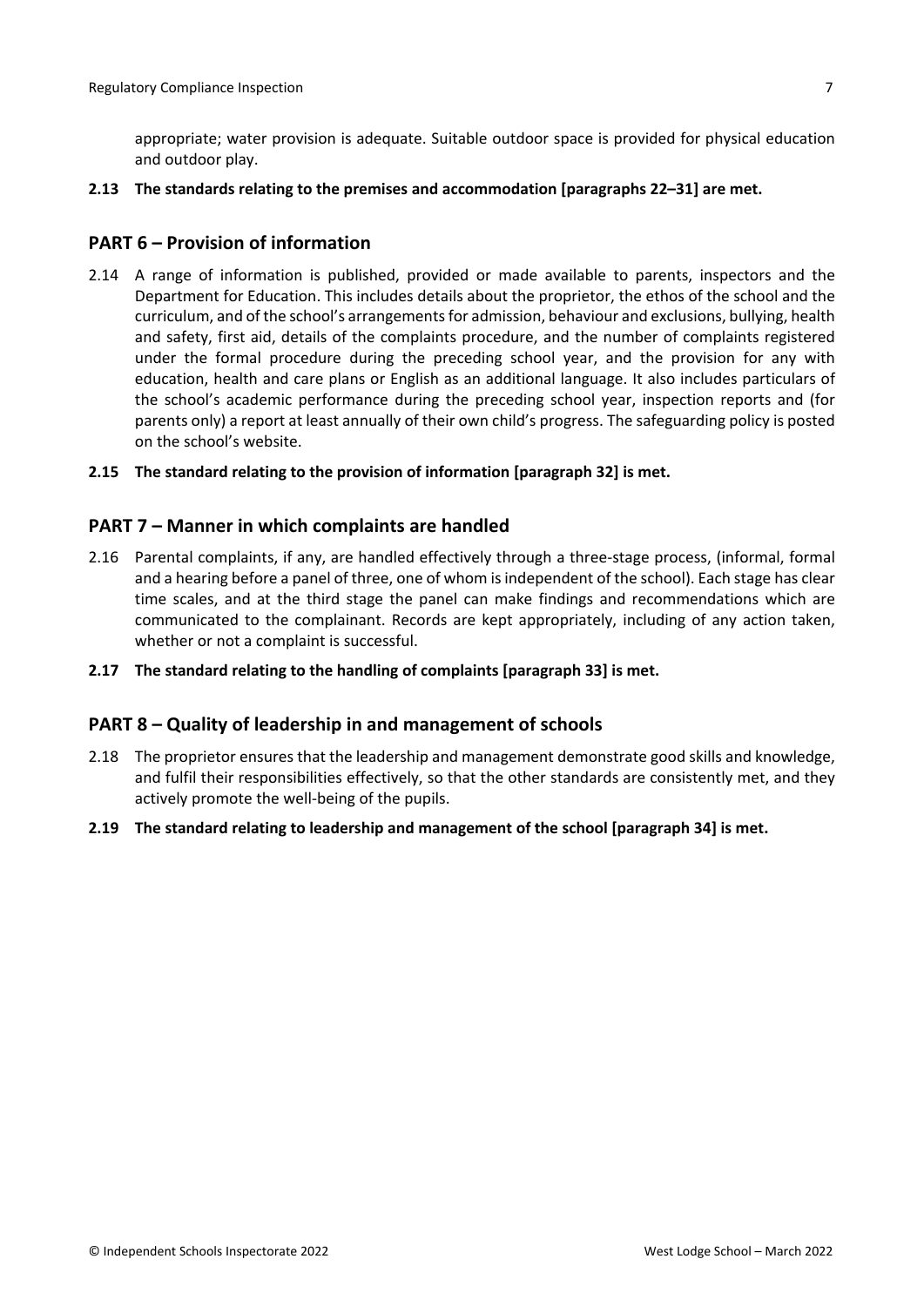appropriate; water provision is adequate. Suitable outdoor space is provided for physical education and outdoor play.

**2.13 The standards relating to the premises and accommodation [paragraphs 22–31] are met.**

## PART 6 – Provision of information

2.14 A range of information is published, provided or made available to parents, inspectors and the Department for Education. This includes details about the proprietor, the ethos of the school and the curriculum, and of the school's arrangements for admission, behaviour and exclusions, bullying, health and safety, first aid, details of the complaints procedure, and the number of complaints registered under the formal procedure during the preceding school year, and the provision for any with education, health and care plans or English as an additional language. It also includes particulars of the school's academic performance during the preceding school year, inspection reports and (for parents only) a report at least annually of their own child's progress. The safeguarding policy is posted on the school's website.

**2.15 The standard relating to the provision of information [paragraph 32] is met.**

## PART 7 – Manner in which complaints are handled

2.16 Parental complaints, if any, are handled effectively through a three-stage process, (informal, formal and a hearing before a panel of three, one of whom is independent of the school). Each stage has clear time scales, and at the third stage the panel can make findings and recommendations which are communicated to the complainant. Records are kept appropriately, including of any action taken, whether or not a complaint is successful.

**2.17 The standard relating to the handling of complaints [paragraph 33] is met.**

## PART 8 – Quality of leadership in and management of schools

2.18 The proprietor ensures that the leadership and management demonstrate good skills and knowledge, and fulfil their responsibilities effectively, so that the other standards are consistently met, and they actively promote the well-being of the pupils.

**2.19 The standard relating to leadership and management of the school [paragraph 34] is met.**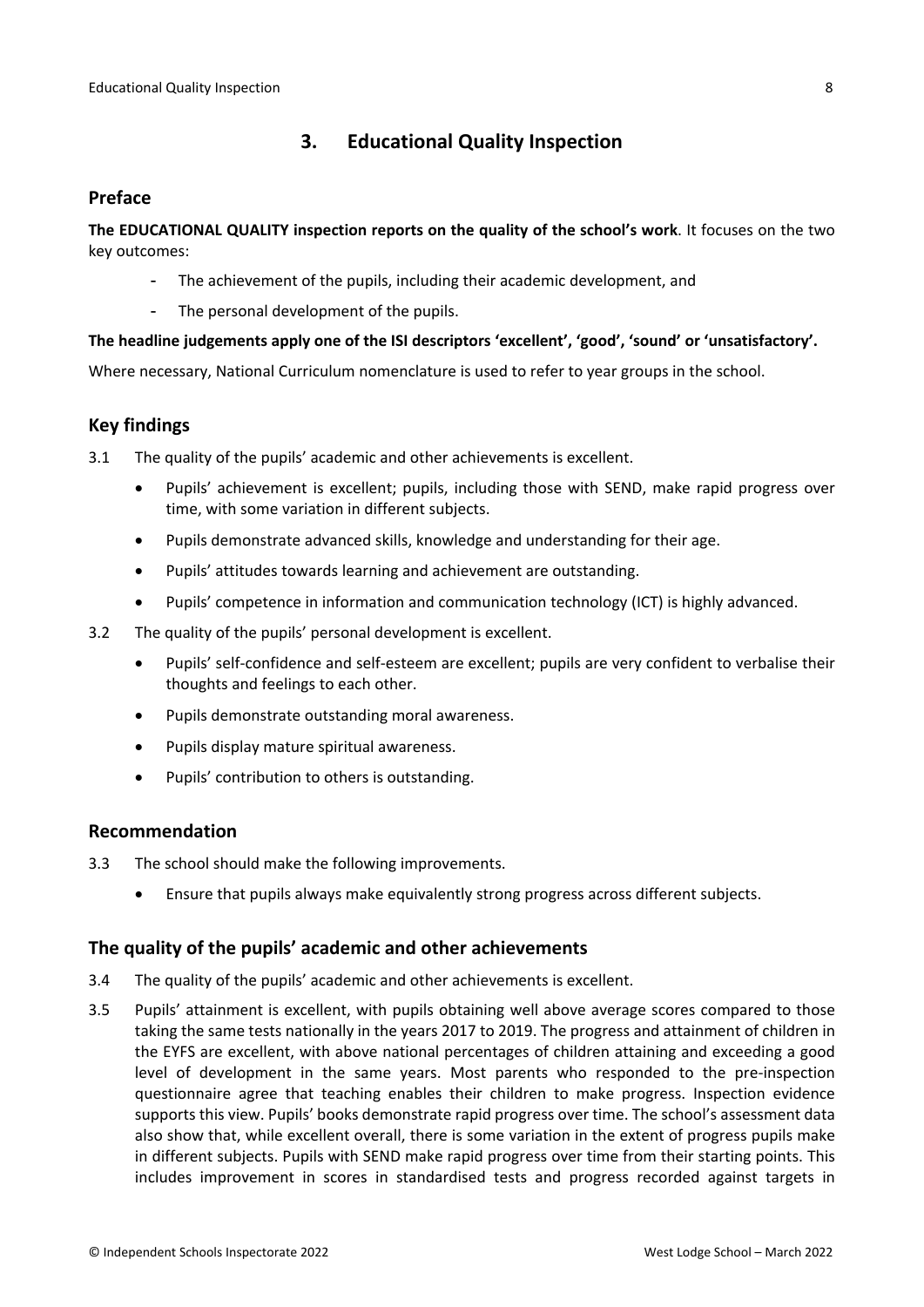## 3. Educational Quality Inspection

### Preface

**The EDUCATIONAL QUALITY inspection reports on the quality of the school's work**. It focuses on the two key outcomes:

- The achievement of the pupils, including their academic development, and
- The personal development of the pupils.

**The headline judgements apply one of the ISI descriptors 'excellent', 'good', 'sound' or 'unsatisfactory'.**

Where necessary, National Curriculum nomenclature is used to refer to year groups in the school.

### Key findings

3.1 The quality of the pupils' academic and other achievements is excellent.

- Pupils' achievement is excellent; pupils, including those with SEND, make rapid progress over time, with some variation in different subjects.
- Pupils demonstrate advanced skills, knowledge and understanding for their age.
- Pupils' attitudes towards learning and achievement are outstanding.
- Pupils' competence in information and communication technology (ICT) is highly advanced.

3.2 The quality of the pupils' personal development is excellent.

- Pupils' self-confidence and self-esteem are excellent; pupils are very confident to verbalise their thoughts and feelings to each other.
- Pupils demonstrate outstanding moral awareness.
- Pupils display mature spiritual awareness.
- Pupils' contribution to others is outstanding.

### Recommendation

3.3 The school should make the following improvements.

- Ensure that pupils always make equivalently strong progress across different subjects.

### The quality of the pupils' academic and other achievements

3.4 The quality of the pupils' academic and other achievements is excellent.

3.5 Pupils' attainment is excellent, with pupils obtaining well above average scores compared to those taking the same tests nationally in the years 2017 to 2019. The progress and attainment of children in the EYFS are excellent, with above national percentages of children attaining and exceeding a good level of development in the same years. Most parents who responded to the pre-inspection questionnaire agree that teaching enables their children to make progress. Inspection evidence supports this view. Pupils' books demonstrate rapid progress over time. The school's assessment data also show that, while excellent overall, there is some variation in the extent of progress pupils make in different subjects. Pupils with SEND make rapid progress over time from their starting points. This includes improvement in scores in standardised tests and progress recorded against targets in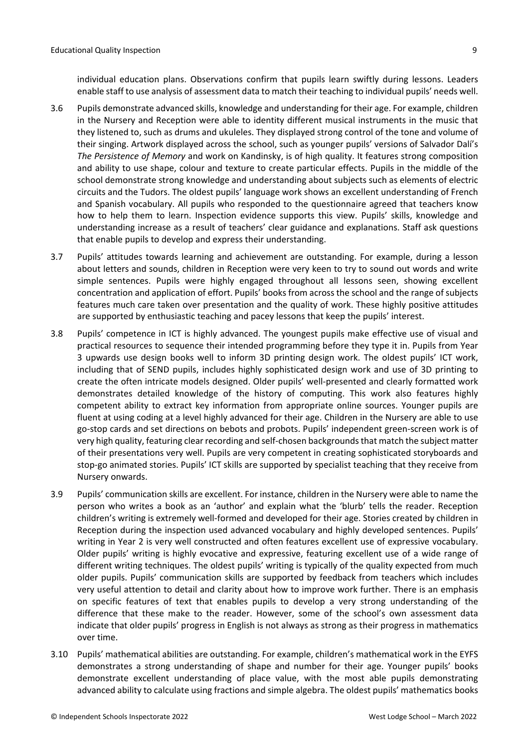individual education plans. Observations confirm that pupils learn swiftly during lessons. Leaders enable staff to use analysis of assessment data to match their teaching to individual pupils' needs well.

3.6 Pupils demonstrate advanced skills, knowledge and understanding for their age. For example, children in the Nursery and Reception were able to identity different musical instruments in the music that they listened to, such as drums and ukuleles. They displayed strong control of the tone and volume of their singing. Artwork displayed across the school, such as younger pupils' versions of Salvador Dali's *The Persistence of Memory* and work on Kandinsky, is of high quality. It features strong composition and ability to use shape, colour and texture to create particular effects. Pupils in the middle of the school demonstrate strong knowledge and understanding about subjects such as elements of electric circuits and the Tudors. The oldest pupils' language work shows an excellent understanding of French and Spanish vocabulary. All pupils who responded to the questionnaire agreed that teachers know how to help them to learn. Inspection evidence supports this view. Pupils' skills, knowledge and understanding increase as a result of teachers' clear guidance and explanations. Staff ask questions that enable pupils to develop and express their understanding.

3.7 Pupils' attitudes towards learning and achievement are outstanding. For example, during a lesson about letters and sounds, children in Reception were very keen to try to sound out words and write simple sentences. Pupils were highly engaged throughout all lessons seen, showing excellent concentration and application of effort. Pupils' books from across the school and the range of subjects features much care taken over presentation and the quality of work. These highly positive attitudes are supported by enthusiastic teaching and pacey lessons that keep the pupils' interest.

3.8 Pupils' competence in ICT is highly advanced. The youngest pupils make effective use of visual and practical resources to sequence their intended programming before they type it in. Pupils from Year 3 upwards use design books well to inform 3D printing design work. The oldest pupils' ICT work, including that of SEND pupils, includes highly sophisticated design work and use of 3D printing to create the often intricate models designed. Older pupils' well-presented and clearly formatted work demonstrates detailed knowledge of the history of computing. This work also features highly competent ability to extract key information from appropriate online sources. Younger pupils are fluent at using coding at a level highly advanced for their age. Children in the Nursery are able to use go-stop cards and set directions on bebots and probots. Pupils' independent green-screen work is of very high quality, featuring clear recording and self-chosen backgrounds that match the subject matter of their presentations very well. Pupils are very competent in creating sophisticated storyboards and stop-go animated stories. Pupils' ICT skills are supported by specialist teaching that they receive from Nursery onwards.

3.9 Pupils' communication skills are excellent. For instance, children in the Nursery were able to name the person who writes a book as an 'author' and explain what the 'blurb' tells the reader. Reception children's writing is extremely well-formed and developed for their age. Stories created by children in Reception during the inspection used advanced vocabulary and highly developed sentences. Pupils' writing in Year 2 is very well constructed and often features excellent use of expressive vocabulary. Older pupils' writing is highly evocative and expressive, featuring excellent use of a wide range of different writing techniques. The oldest pupils' writing is typically of the quality expected from much older pupils. Pupils' communication skills are supported by feedback from teachers which includes very useful attention to detail and clarity about how to improve work further. There is an emphasis on specific features of text that enables pupils to develop a very strong understanding of the difference that these make to the reader. However, some of the school's own assessment data indicate that older pupils' progress in English is not always as strong as their progress in mathematics over time.

3.10 Pupils' mathematical abilities are outstanding. For example, children's mathematical work in the EYFS demonstrates a strong understanding of shape and number for their age. Younger pupils' books demonstrate excellent understanding of place value, with the most able pupils demonstrating advanced ability to calculate using fractions and simple algebra. The oldest pupils' mathematics books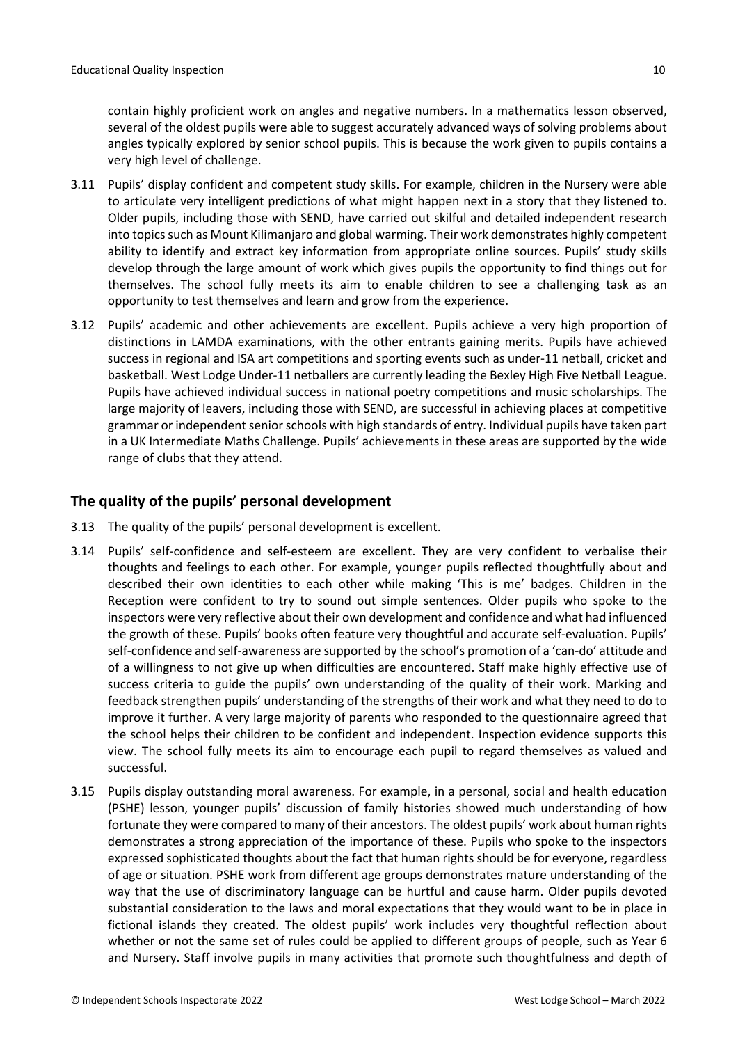contain highly proficient work on angles and negative numbers. In a mathematics lesson observed, several of the oldest pupils were able to suggest accurately advanced ways of solving problems about angles typically explored by senior school pupils. This is because the work given to pupils contains a very high level of challenge.

3.11 Pupils' display confident and competent study skills. For example, children in the Nursery were able to articulate very intelligent predictions of what might happen next in a story that they listened to. Older pupils, including those with SEND, have carried out skilful and detailed independent research into topics such as Mount Kilimanjaro and global warming. Their work demonstrates highly competent ability to identify and extract key information from appropriate online sources. Pupils' study skills develop through the large amount of work which gives pupils the opportunity to find things out for themselves. The school fully meets its aim to enable children to see a challenging task as an opportunity to test themselves and learn and grow from the experience.

3.12 Pupils' academic and other achievements are excellent. Pupils achieve a very high proportion of distinctions in LAMDA examinations, with the other entrants gaining merits. Pupils have achieved success in regional and ISA art competitions and sporting events such as under-11 netball, cricket and basketball. West Lodge Under-11 netballers are currently leading the Bexley High Five Netball League. Pupils have achieved individual success in national poetry competitions and music scholarships. The large majority of leavers, including those with SEND, are successful in achieving places at competitive grammar or independent senior schools with high standards of entry. Individual pupils have taken part in a UK Intermediate Maths Challenge. Pupils' achievements in these areas are supported by the wide range of clubs that they attend.

## The quality of the pupils' personal development

3.13 The quality of the pupils' personal development is excellent.

3.14 Pupils' self-confidence and self-esteem are excellent. They are very confident to verbalise their thoughts and feelings to each other. For example, younger pupils reflected thoughtfully about and described their own identities to each other while making 'This is me' badges. Children in the Reception were confident to try to sound out simple sentences. Older pupils who spoke to the inspectors were very reflective about their own development and confidence and what had influenced the growth of these. Pupils' books often feature very thoughtful and accurate self-evaluation. Pupils' self-confidence and self-awareness are supported by the school's promotion of a 'can-do' attitude and of a willingness to not give up when difficulties are encountered. Staff make highly effective use of success criteria to guide the pupils' own understanding of the quality of their work. Marking and feedback strengthen pupils' understanding of the strengths of their work and what they need to do to improve it further. A very large majority of parents who responded to the questionnaire agreed that the school helps their children to be confident and independent. Inspection evidence supports this view. The school fully meets its aim to encourage each pupil to regard themselves as valued and successful.

3.15 Pupils display outstanding moral awareness. For example, in a personal, social and health education (PSHE) lesson, younger pupils' discussion of family histories showed much understanding of how fortunate they were compared to many of their ancestors. The oldest pupils' work about human rights demonstrates a strong appreciation of the importance of these. Pupils who spoke to the inspectors expressed sophisticated thoughts about the fact that human rights should be for everyone, regardless of age or situation. PSHE work from different age groups demonstrates mature understanding of the way that the use of discriminatory language can be hurtful and cause harm. Older pupils devoted substantial consideration to the laws and moral expectations that they would want to be in place in fictional islands they created. The oldest pupils' work includes very thoughtful reflection about whether or not the same set of rules could be applied to different groups of people, such as Year 6 and Nursery. Staff involve pupils in many activities that promote such thoughtfulness and depth of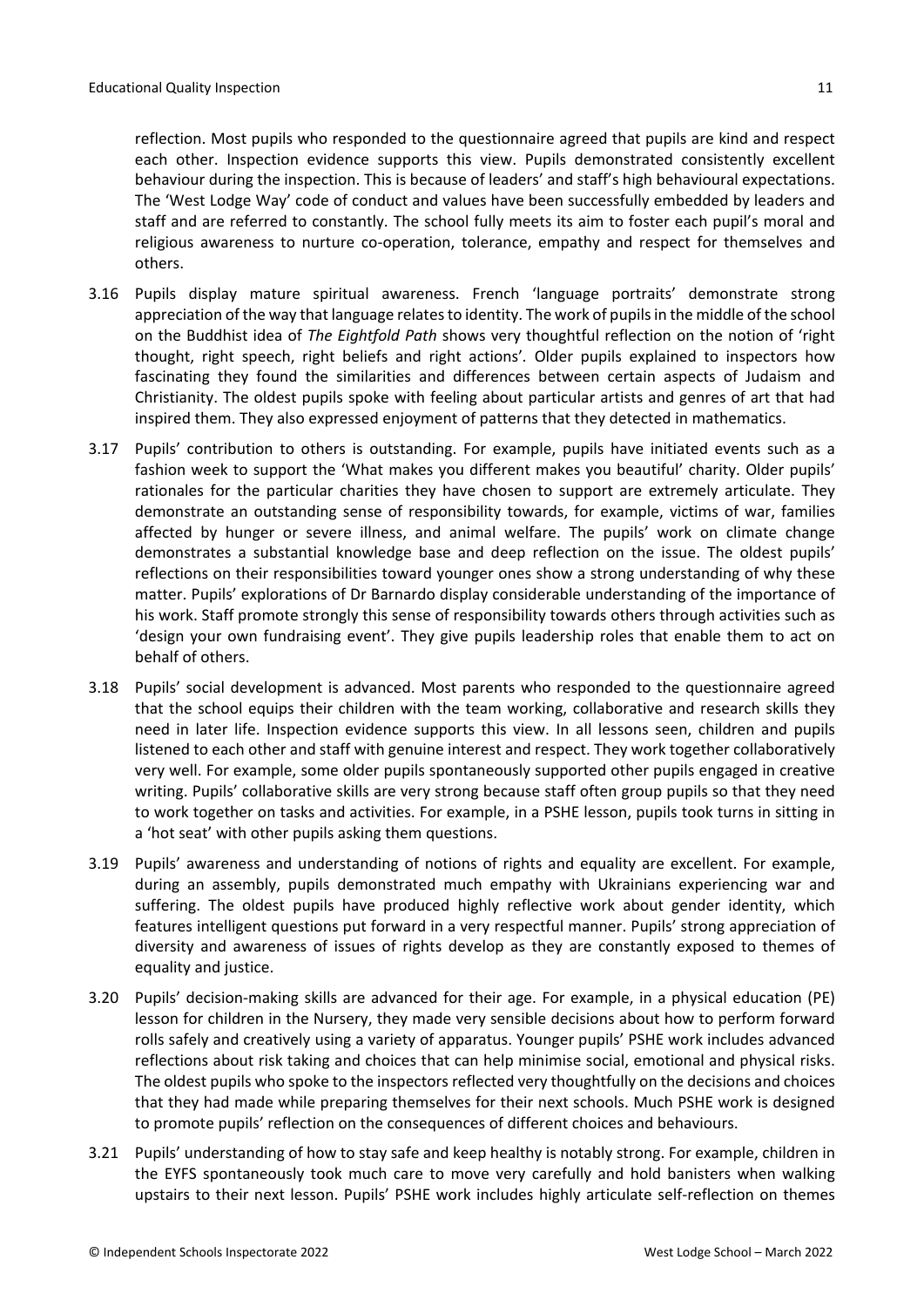reflection. Most pupils who responded to the questionnaire agreed that pupils are kind and respect each other. Inspection evidence supports this view. Pupils demonstrated consistently excellent behaviour during the inspection. This is because of leaders' and staff's high behavioural expectations. The 'West Lodge Way' code of conduct and values have been successfully embedded by leaders and staff and are referred to constantly. The school fully meets its aim to foster each pupil's moral and religious awareness to nurture co-operation, tolerance, empathy and respect for themselves and others.

3.16 Pupils display mature spiritual awareness. French 'language portraits' demonstrate strong appreciation of the way that language relates to identity. The work of pupils in the middle of the school on the Buddhist idea of *The Eightfold Path* shows very thoughtful reflection on the notion of 'right thought, right speech, right beliefs and right actions'. Older pupils explained to inspectors how fascinating they found the similarities and differences between certain aspects of Judaism and Christianity. The oldest pupils spoke with feeling about particular artists and genres of art that had inspired them. They also expressed enjoyment of patterns that they detected in mathematics.

3.17 Pupils' contribution to others is outstanding. For example, pupils have initiated events such as a fashion week to support the 'What makes you different makes you beautiful' charity. Older pupils' rationales for the particular charities they have chosen to support are extremely articulate. They demonstrate an outstanding sense of responsibility towards, for example, victims of war, families affected by hunger or severe illness, and animal welfare. The pupils' work on climate change demonstrates a substantial knowledge base and deep reflection on the issue. The oldest pupils' reflections on their responsibilities toward younger ones show a strong understanding of why these matter. Pupils' explorations of Dr Barnardo display considerable understanding of the importance of his work. Staff promote strongly this sense of responsibility towards others through activities such as 'design your own fundraising event'. They give pupils leadership roles that enable them to act on behalf of others.

3.18 Pupils' social development is advanced. Most parents who responded to the questionnaire agreed that the school equips their children with the team working, collaborative and research skills they need in later life. Inspection evidence supports this view. In all lessons seen, children and pupils listened to each other and staff with genuine interest and respect. They work together collaboratively very well. For example, some older pupils spontaneously supported other pupils engaged in creative writing. Pupils' collaborative skills are very strong because staff often group pupils so that they need to work together on tasks and activities. For example, in a PSHE lesson, pupils took turns in sitting in a 'hot seat' with other pupils asking them questions.

3.19 Pupils' awareness and understanding of notions of rights and equality are excellent. For example, during an assembly, pupils demonstrated much empathy with Ukrainians experiencing war and suffering. The oldest pupils have produced highly reflective work about gender identity, which features intelligent questions put forward in a very respectful manner. Pupils' strong appreciation of diversity and awareness of issues of rights develop as they are constantly exposed to themes of equality and justice.

3.20 Pupils' decision-making skills are advanced for their age. For example, in a physical education (PE) lesson for children in the Nursery, they made very sensible decisions about how to perform forward rolls safely and creatively using a variety of apparatus. Younger pupils' PSHE work includes advanced reflections about risk taking and choices that can help minimise social, emotional and physical risks. The oldest pupils who spoke to the inspectors reflected very thoughtfully on the decisions and choices that they had made while preparing themselves for their next schools. Much PSHE work is designed to promote pupils' reflection on the consequences of different choices and behaviours.

3.21 Pupils' understanding of how to stay safe and keep healthy is notably strong. For example, children in the EYFS spontaneously took much care to move very carefully and hold banisters when walking upstairs to their next lesson. Pupils' PSHE work includes highly articulate self-reflection on themes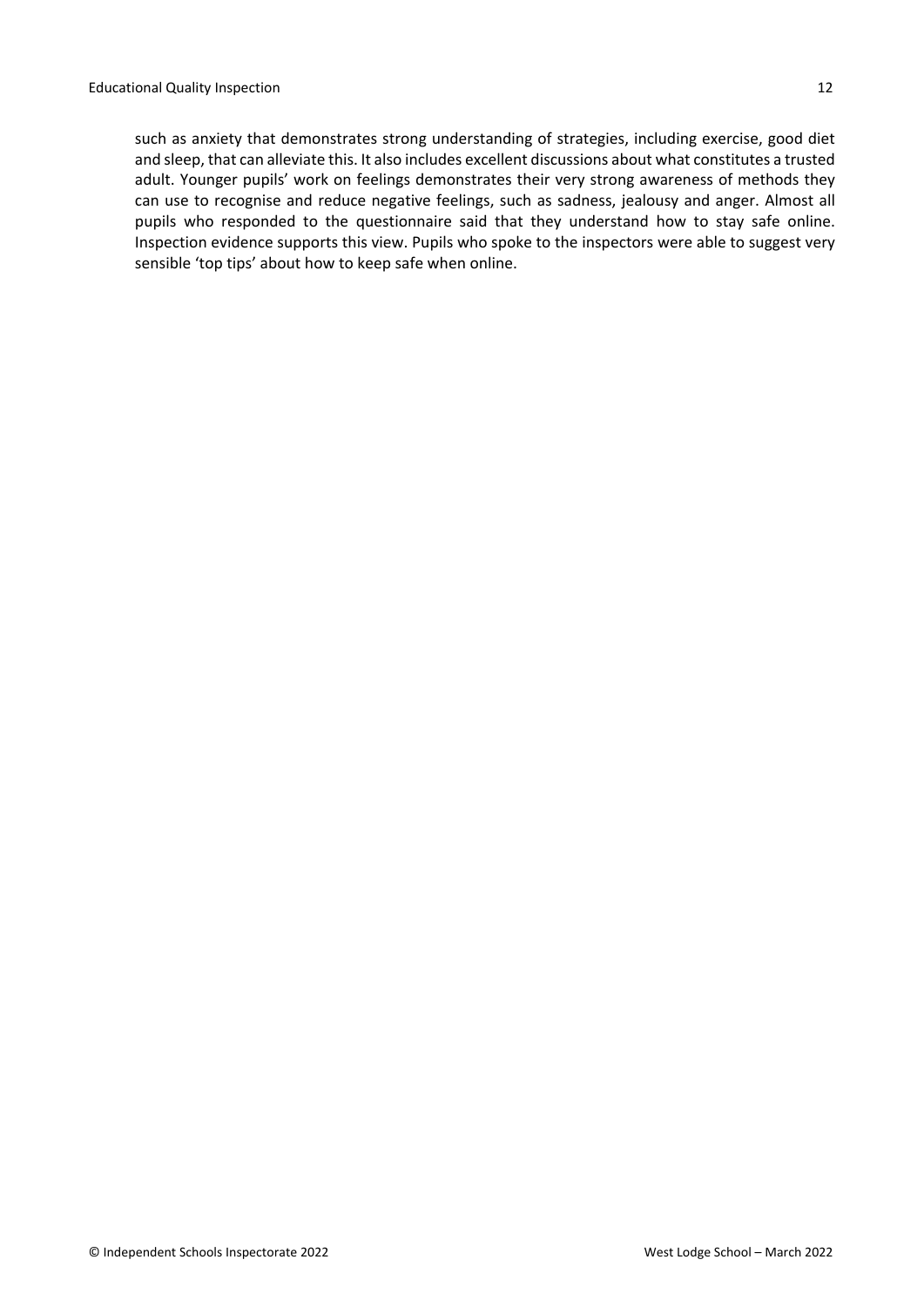such as anxiety that demonstrates strong understanding of strategies, including exercise, good diet and sleep, that can alleviate this. It also includes excellent discussions about what constitutes a trusted adult. Younger pupils' work on feelings demonstrates their very strong awareness of methods they can use to recognise and reduce negative feelings, such as sadness, jealousy and anger. Almost all pupils who responded to the questionnaire said that they understand how to stay safe online. Inspection evidence supports this view. Pupils who spoke to the inspectors were able to suggest very sensible 'top tips' about how to keep safe when online.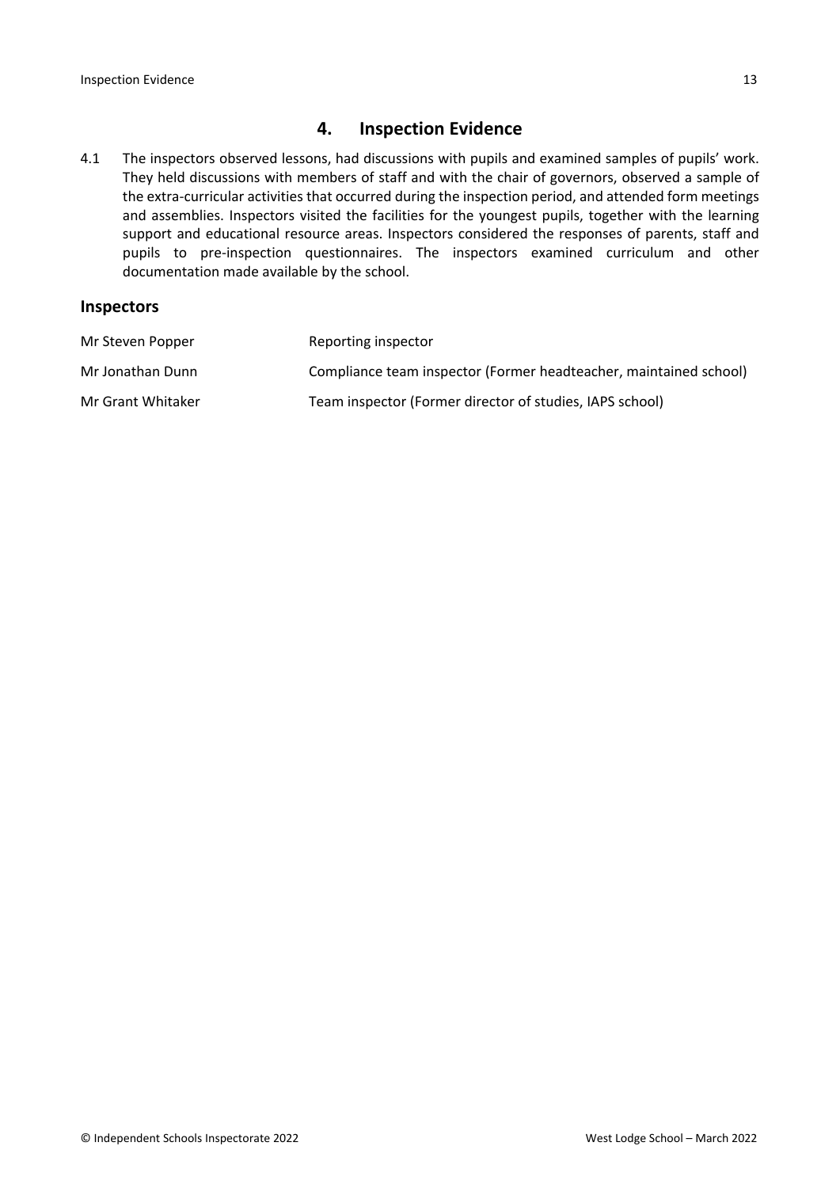## 4. Inspection Evidence

4.1 The inspectors observed lessons, had discussions with pupils and examined samples of pupils' work. They held discussions with members of staff and with the chair of governors, observed a sample of the extra-curricular activities that occurred during the inspection period, and attended form meetings and assemblies. Inspectors visited the facilities for the youngest pupils, together with the learning support and educational resource areas. Inspectors considered the responses of parents, staff and pupils to pre-inspection questionnaires. The inspectors examined curriculum and other documentation made available by the school.

### Inspectors

| | |
|---|---|
| Mr Steven Popper | Reporting inspector |
| Mr Jonathan Dunn | Compliance team inspector (Former headteacher, maintained school) |
| Mr Grant Whitaker | Team inspector (Former director of studies, IAPS school) |